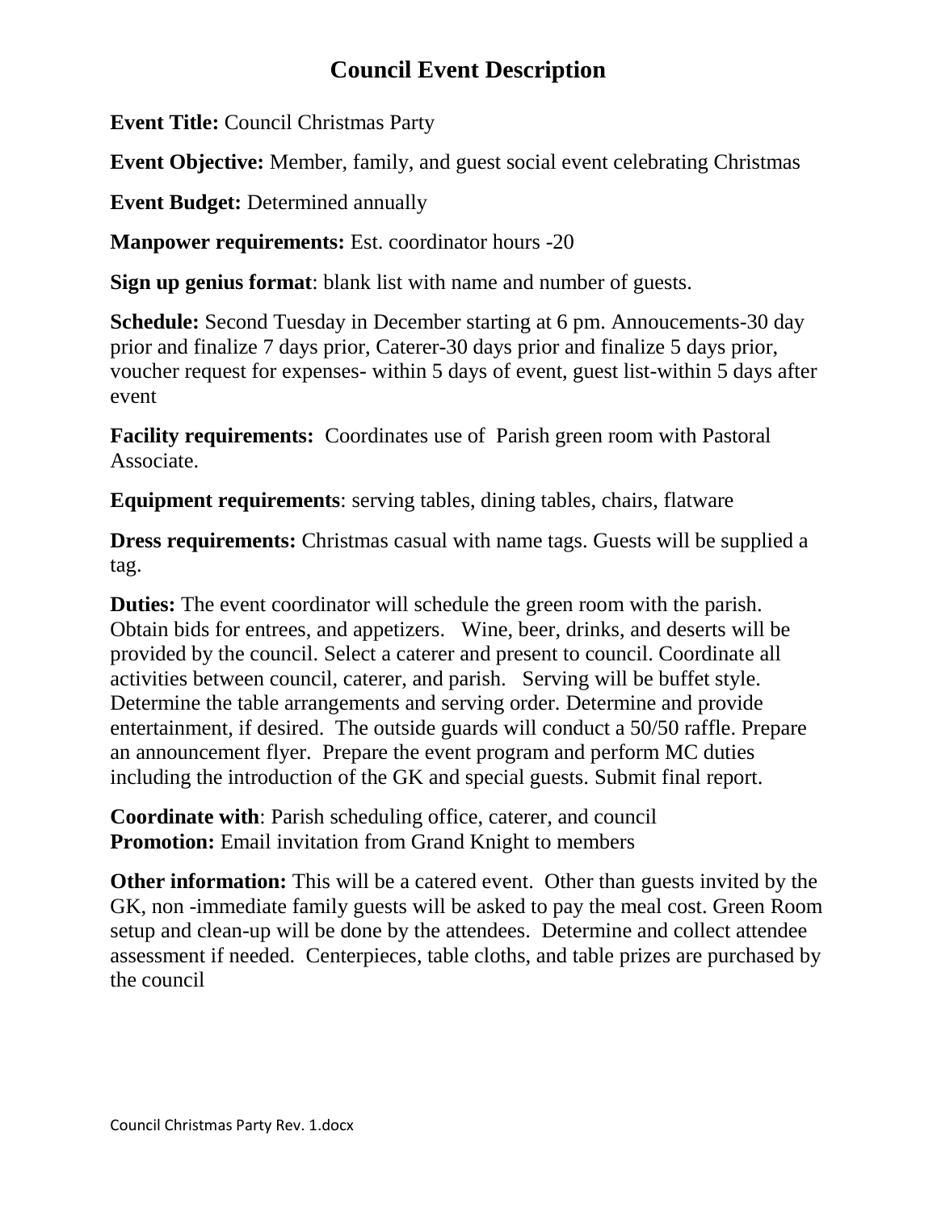# Council Event Description

**Event Title:** Council Christmas Party

**Event Objective:** Member, family, and guest social event celebrating Christmas

**Event Budget:** Determined annually

**Manpower requirements:** Est. coordinator hours -20

**Sign up genius format**: blank list with name and number of guests.

**Schedule:** Second Tuesday in December starting at 6 pm. Annoucements-30 day prior and finalize 7 days prior, Caterer-30 days prior and finalize 5 days prior, voucher request for expenses- within 5 days of event, guest list-within 5 days after event

**Facility requirements:** Coordinates use of Parish green room with Pastoral Associate.

**Equipment requirements**: serving tables, dining tables, chairs, flatware

**Dress requirements:** Christmas casual with name tags. Guests will be supplied a tag.

**Duties:** The event coordinator will schedule the green room with the parish. Obtain bids for entrees, and appetizers. Wine, beer, drinks, and deserts will be provided by the council. Select a caterer and present to council. Coordinate all activities between council, caterer, and parish. Serving will be buffet style. Determine the table arrangements and serving order. Determine and provide entertainment, if desired. The outside guards will conduct a 50/50 raffle. Prepare an announcement flyer. Prepare the event program and perform MC duties including the introduction of the GK and special guests. Submit final report.

**Coordinate with**: Parish scheduling office, caterer, and council
**Promotion:** Email invitation from Grand Knight to members

**Other information:** This will be a catered event. Other than guests invited by the GK, non -immediate family guests will be asked to pay the meal cost. Green Room setup and clean-up will be done by the attendees. Determine and collect attendee assessment if needed. Centerpieces, table cloths, and table prizes are purchased by the council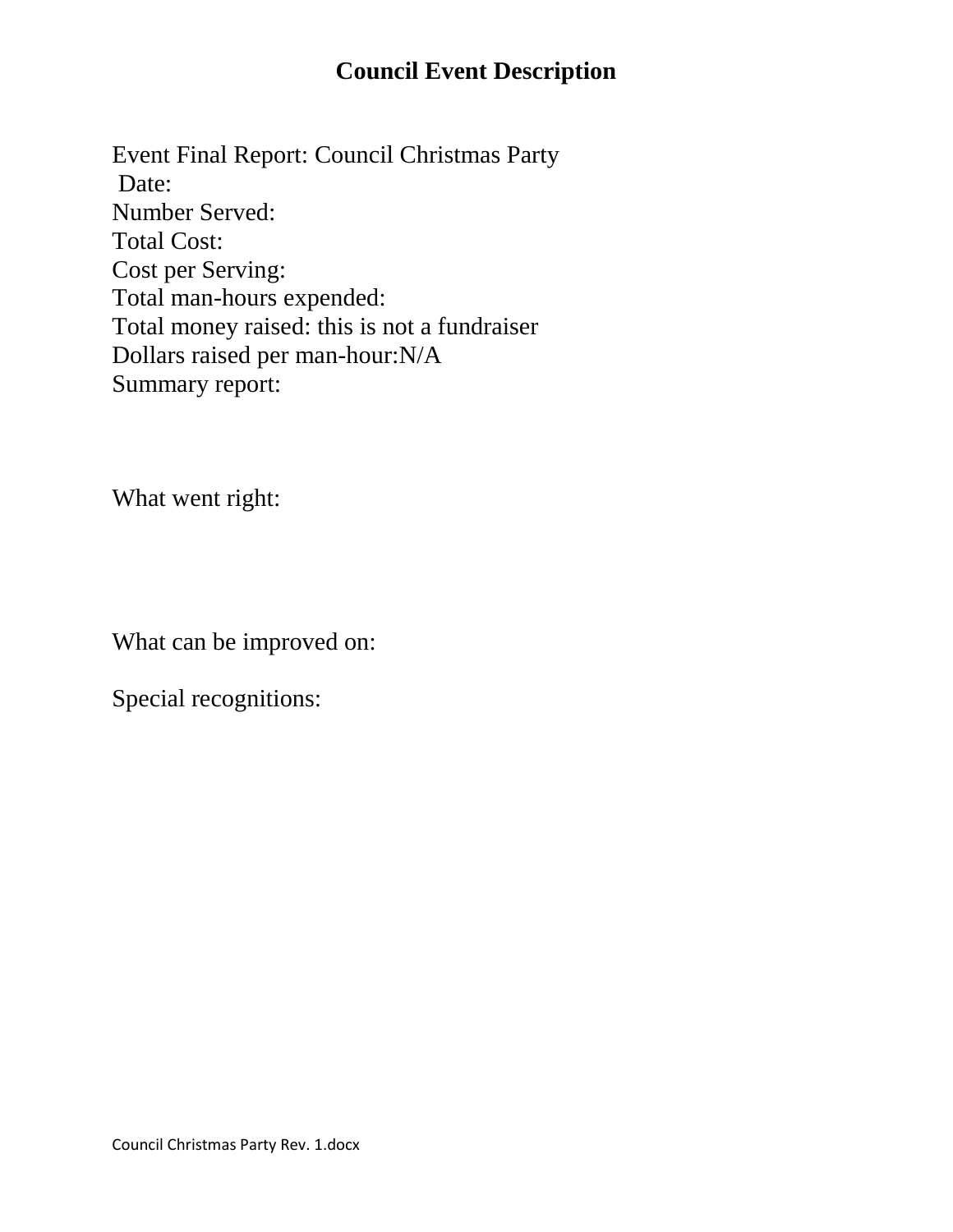# Council Event Description

Event Final Report: Council Christmas Party
Date:
Number Served:
Total Cost:
Cost per Serving:
Total man-hours expended:
Total money raised: this is not a fundraiser
Dollars raised per man-hour:N/A
Summary report:

What went right:

What can be improved on:

Special recognitions: